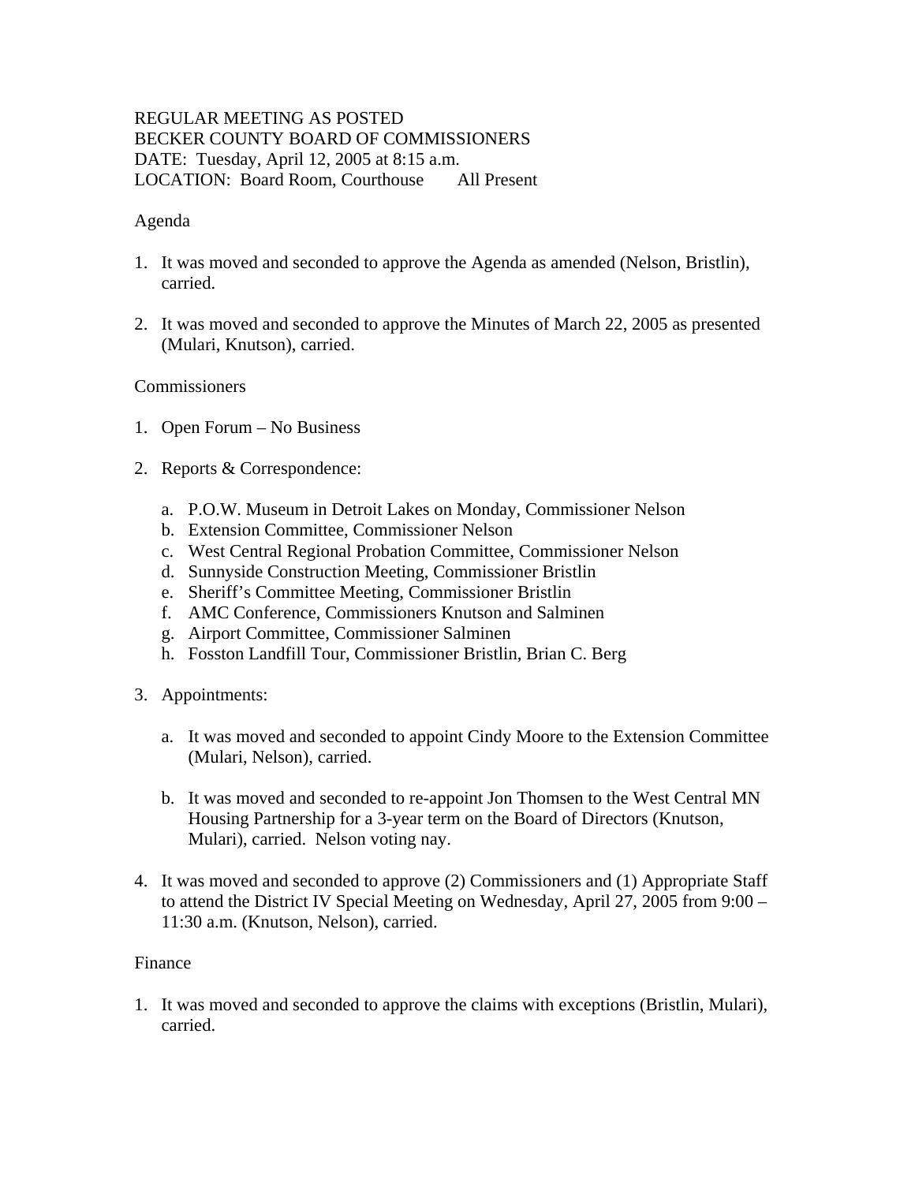REGULAR MEETING AS POSTED
BECKER COUNTY BOARD OF COMMISSIONERS
DATE: Tuesday, April 12, 2005 at 8:15 a.m.
LOCATION: Board Room, Courthouse All Present

Agenda

1. It was moved and seconded to approve the Agenda as amended (Nelson, Bristlin), carried.

2. It was moved and seconded to approve the Minutes of March 22, 2005 as presented (Mulari, Knutson), carried.

Commissioners

1. Open Forum – No Business

2. Reports & Correspondence:

   a. P.O.W. Museum in Detroit Lakes on Monday, Commissioner Nelson
   b. Extension Committee, Commissioner Nelson
   c. West Central Regional Probation Committee, Commissioner Nelson
   d. Sunnyside Construction Meeting, Commissioner Bristlin
   e. Sheriff's Committee Meeting, Commissioner Bristlin
   f. AMC Conference, Commissioners Knutson and Salminen
   g. Airport Committee, Commissioner Salminen
   h. Fosston Landfill Tour, Commissioner Bristlin, Brian C. Berg

3. Appointments:

   a. It was moved and seconded to appoint Cindy Moore to the Extension Committee (Mulari, Nelson), carried.

   b. It was moved and seconded to re-appoint Jon Thomsen to the West Central MN Housing Partnership for a 3-year term on the Board of Directors (Knutson, Mulari), carried. Nelson voting nay.

4. It was moved and seconded to approve (2) Commissioners and (1) Appropriate Staff to attend the District IV Special Meeting on Wednesday, April 27, 2005 from 9:00 – 11:30 a.m. (Knutson, Nelson), carried.

Finance

1. It was moved and seconded to approve the claims with exceptions (Bristlin, Mulari), carried.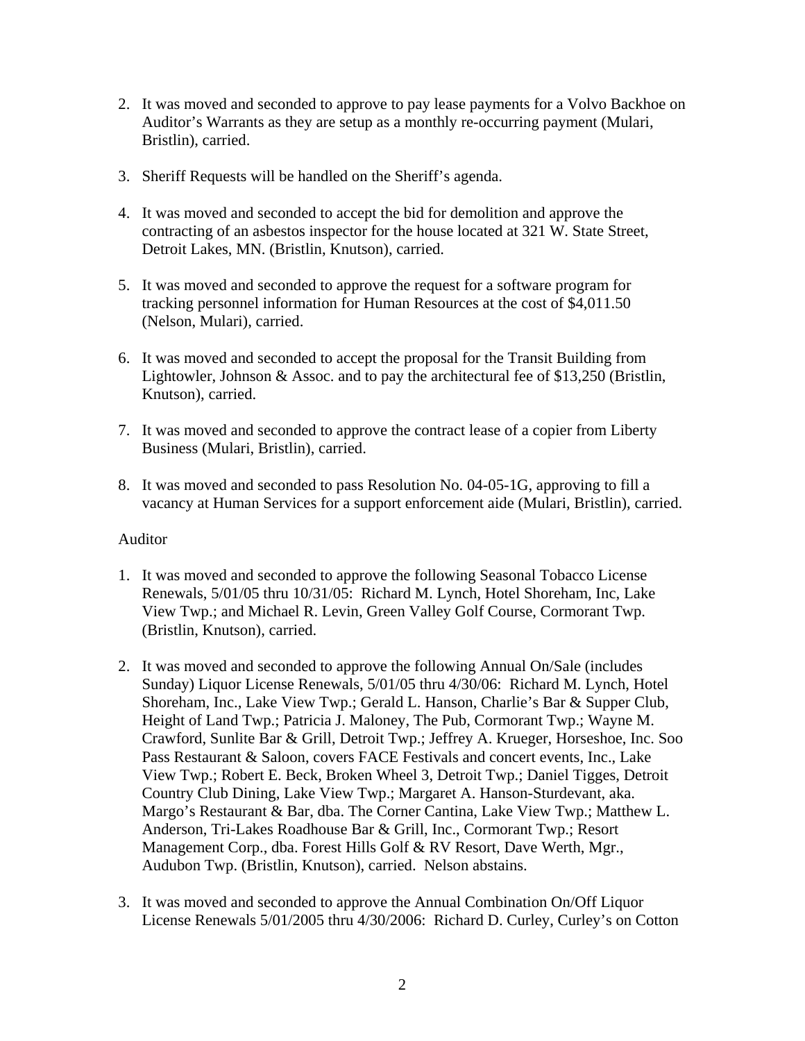2. It was moved and seconded to approve to pay lease payments for a Volvo Backhoe on Auditor's Warrants as they are setup as a monthly re-occurring payment (Mulari, Bristlin), carried.

3. Sheriff Requests will be handled on the Sheriff's agenda.

4. It was moved and seconded to accept the bid for demolition and approve the contracting of an asbestos inspector for the house located at 321 W. State Street, Detroit Lakes, MN. (Bristlin, Knutson), carried.

5. It was moved and seconded to approve the request for a software program for tracking personnel information for Human Resources at the cost of $4,011.50 (Nelson, Mulari), carried.

6. It was moved and seconded to accept the proposal for the Transit Building from Lightowler, Johnson & Assoc. and to pay the architectural fee of $13,250 (Bristlin, Knutson), carried.

7. It was moved and seconded to approve the contract lease of a copier from Liberty Business (Mulari, Bristlin), carried.

8. It was moved and seconded to pass Resolution No. 04-05-1G, approving to fill a vacancy at Human Services for a support enforcement aide (Mulari, Bristlin), carried.

Auditor

1. It was moved and seconded to approve the following Seasonal Tobacco License Renewals, 5/01/05 thru 10/31/05: Richard M. Lynch, Hotel Shoreham, Inc, Lake View Twp.; and Michael R. Levin, Green Valley Golf Course, Cormorant Twp. (Bristlin, Knutson), carried.

2. It was moved and seconded to approve the following Annual On/Sale (includes Sunday) Liquor License Renewals, 5/01/05 thru 4/30/06: Richard M. Lynch, Hotel Shoreham, Inc., Lake View Twp.; Gerald L. Hanson, Charlie's Bar & Supper Club, Height of Land Twp.; Patricia J. Maloney, The Pub, Cormorant Twp.; Wayne M. Crawford, Sunlite Bar & Grill, Detroit Twp.; Jeffrey A. Krueger, Horseshoe, Inc. Soo Pass Restaurant & Saloon, covers FACE Festivals and concert events, Inc., Lake View Twp.; Robert E. Beck, Broken Wheel 3, Detroit Twp.; Daniel Tigges, Detroit Country Club Dining, Lake View Twp.; Margaret A. Hanson-Sturdevant, aka. Margo's Restaurant & Bar, dba. The Corner Cantina, Lake View Twp.; Matthew L. Anderson, Tri-Lakes Roadhouse Bar & Grill, Inc., Cormorant Twp.; Resort Management Corp., dba. Forest Hills Golf & RV Resort, Dave Werth, Mgr., Audubon Twp. (Bristlin, Knutson), carried. Nelson abstains.

3. It was moved and seconded to approve the Annual Combination On/Off Liquor License Renewals 5/01/2005 thru 4/30/2006: Richard D. Curley, Curley's on Cotton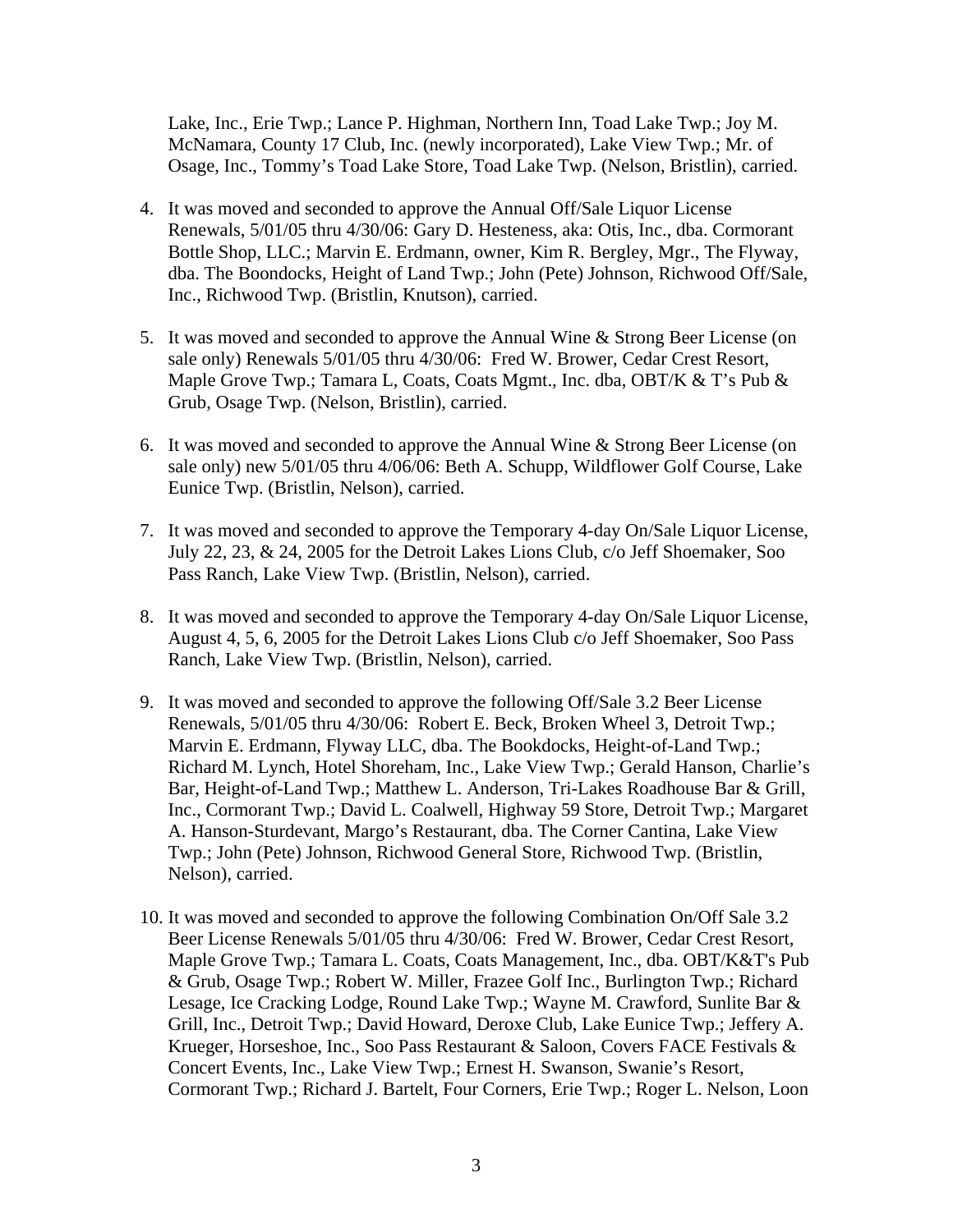Lake, Inc., Erie Twp.; Lance P. Highman, Northern Inn, Toad Lake Twp.; Joy M. McNamara, County 17 Club, Inc. (newly incorporated), Lake View Twp.; Mr. of Osage, Inc., Tommy's Toad Lake Store, Toad Lake Twp. (Nelson, Bristlin), carried.

4. It was moved and seconded to approve the Annual Off/Sale Liquor License Renewals, 5/01/05 thru 4/30/06: Gary D. Hesteness, aka: Otis, Inc., dba. Cormorant Bottle Shop, LLC.; Marvin E. Erdmann, owner, Kim R. Bergley, Mgr., The Flyway, dba. The Boondocks, Height of Land Twp.; John (Pete) Johnson, Richwood Off/Sale, Inc., Richwood Twp. (Bristlin, Knutson), carried.

5. It was moved and seconded to approve the Annual Wine & Strong Beer License (on sale only) Renewals 5/01/05 thru 4/30/06: Fred W. Brower, Cedar Crest Resort, Maple Grove Twp.; Tamara L, Coats, Coats Mgmt., Inc. dba, OBT/K & T's Pub & Grub, Osage Twp. (Nelson, Bristlin), carried.

6. It was moved and seconded to approve the Annual Wine & Strong Beer License (on sale only) new 5/01/05 thru 4/06/06: Beth A. Schupp, Wildflower Golf Course, Lake Eunice Twp. (Bristlin, Nelson), carried.

7. It was moved and seconded to approve the Temporary 4-day On/Sale Liquor License, July 22, 23, & 24, 2005 for the Detroit Lakes Lions Club, c/o Jeff Shoemaker, Soo Pass Ranch, Lake View Twp. (Bristlin, Nelson), carried.

8. It was moved and seconded to approve the Temporary 4-day On/Sale Liquor License, August 4, 5, 6, 2005 for the Detroit Lakes Lions Club c/o Jeff Shoemaker, Soo Pass Ranch, Lake View Twp. (Bristlin, Nelson), carried.

9. It was moved and seconded to approve the following Off/Sale 3.2 Beer License Renewals, 5/01/05 thru 4/30/06: Robert E. Beck, Broken Wheel 3, Detroit Twp.; Marvin E. Erdmann, Flyway LLC, dba. The Bookdocks, Height-of-Land Twp.; Richard M. Lynch, Hotel Shoreham, Inc., Lake View Twp.; Gerald Hanson, Charlie's Bar, Height-of-Land Twp.; Matthew L. Anderson, Tri-Lakes Roadhouse Bar & Grill, Inc., Cormorant Twp.; David L. Coalwell, Highway 59 Store, Detroit Twp.; Margaret A. Hanson-Sturdevant, Margo's Restaurant, dba. The Corner Cantina, Lake View Twp.; John (Pete) Johnson, Richwood General Store, Richwood Twp. (Bristlin, Nelson), carried.

10. It was moved and seconded to approve the following Combination On/Off Sale 3.2 Beer License Renewals 5/01/05 thru 4/30/06: Fred W. Brower, Cedar Crest Resort, Maple Grove Twp.; Tamara L. Coats, Coats Management, Inc., dba. OBT/K&T's Pub & Grub, Osage Twp.; Robert W. Miller, Frazee Golf Inc., Burlington Twp.; Richard Lesage, Ice Cracking Lodge, Round Lake Twp.; Wayne M. Crawford, Sunlite Bar & Grill, Inc., Detroit Twp.; David Howard, Deroxe Club, Lake Eunice Twp.; Jeffery A. Krueger, Horseshoe, Inc., Soo Pass Restaurant & Saloon, Covers FACE Festivals & Concert Events, Inc., Lake View Twp.; Ernest H. Swanson, Swanie's Resort, Cormorant Twp.; Richard J. Bartelt, Four Corners, Erie Twp.; Roger L. Nelson, Loon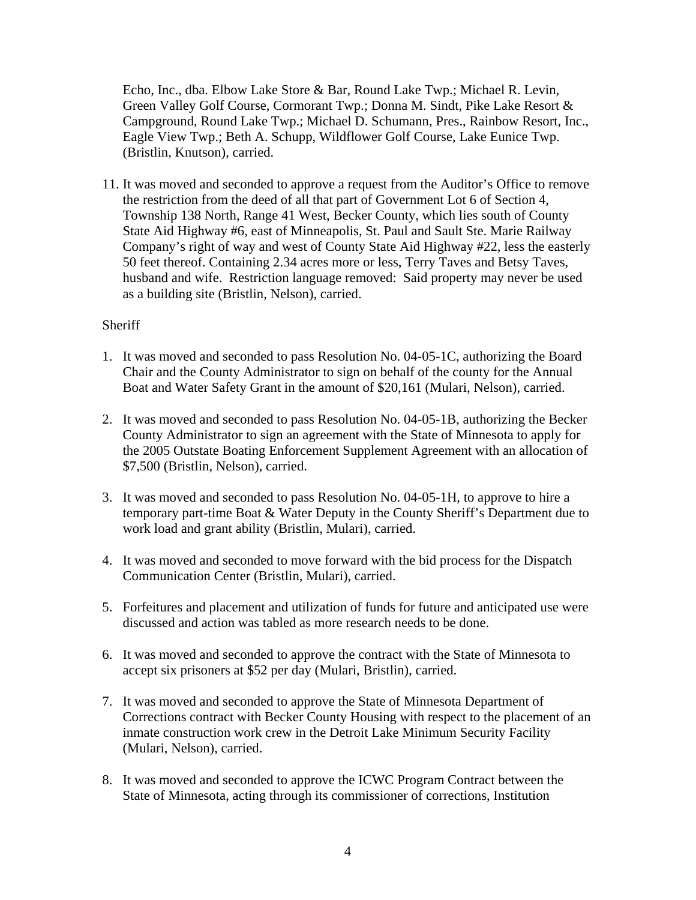Echo, Inc., dba. Elbow Lake Store & Bar, Round Lake Twp.; Michael R. Levin, Green Valley Golf Course, Cormorant Twp.; Donna M. Sindt, Pike Lake Resort & Campground, Round Lake Twp.; Michael D. Schumann, Pres., Rainbow Resort, Inc., Eagle View Twp.; Beth A. Schupp, Wildflower Golf Course, Lake Eunice Twp. (Bristlin, Knutson), carried.

11. It was moved and seconded to approve a request from the Auditor's Office to remove the restriction from the deed of all that part of Government Lot 6 of Section 4, Township 138 North, Range 41 West, Becker County, which lies south of County State Aid Highway #6, east of Minneapolis, St. Paul and Sault Ste. Marie Railway Company's right of way and west of County State Aid Highway #22, less the easterly 50 feet thereof. Containing 2.34 acres more or less, Terry Taves and Betsy Taves, husband and wife. Restriction language removed: Said property may never be used as a building site (Bristlin, Nelson), carried.

Sheriff

1. It was moved and seconded to pass Resolution No. 04-05-1C, authorizing the Board Chair and the County Administrator to sign on behalf of the county for the Annual Boat and Water Safety Grant in the amount of $20,161 (Mulari, Nelson), carried.

2. It was moved and seconded to pass Resolution No. 04-05-1B, authorizing the Becker County Administrator to sign an agreement with the State of Minnesota to apply for the 2005 Outstate Boating Enforcement Supplement Agreement with an allocation of $7,500 (Bristlin, Nelson), carried.

3. It was moved and seconded to pass Resolution No. 04-05-1H, to approve to hire a temporary part-time Boat & Water Deputy in the County Sheriff's Department due to work load and grant ability (Bristlin, Mulari), carried.

4. It was moved and seconded to move forward with the bid process for the Dispatch Communication Center (Bristlin, Mulari), carried.

5. Forfeitures and placement and utilization of funds for future and anticipated use were discussed and action was tabled as more research needs to be done.

6. It was moved and seconded to approve the contract with the State of Minnesota to accept six prisoners at $52 per day (Mulari, Bristlin), carried.

7. It was moved and seconded to approve the State of Minnesota Department of Corrections contract with Becker County Housing with respect to the placement of an inmate construction work crew in the Detroit Lake Minimum Security Facility (Mulari, Nelson), carried.

8. It was moved and seconded to approve the ICWC Program Contract between the State of Minnesota, acting through its commissioner of corrections, Institution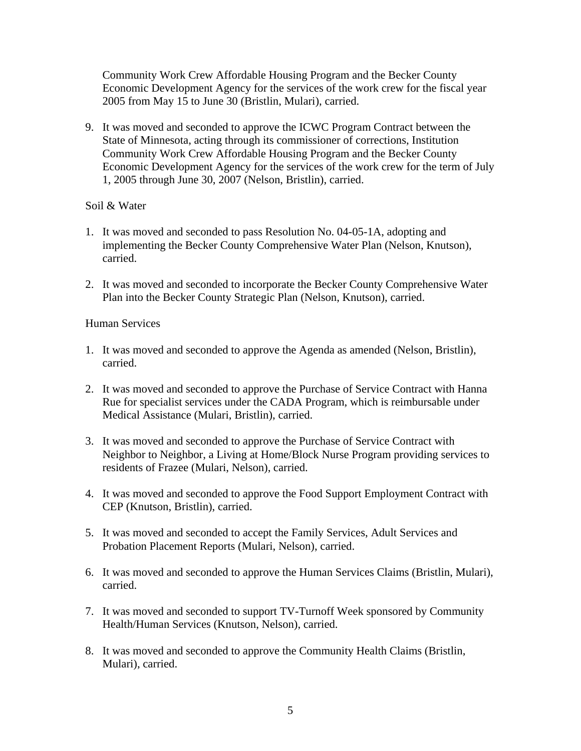Community Work Crew Affordable Housing Program and the Becker County Economic Development Agency for the services of the work crew for the fiscal year 2005 from May 15 to June 30 (Bristlin, Mulari), carried.

9. It was moved and seconded to approve the ICWC Program Contract between the State of Minnesota, acting through its commissioner of corrections, Institution Community Work Crew Affordable Housing Program and the Becker County Economic Development Agency for the services of the work crew for the term of July 1, 2005 through June 30, 2007 (Nelson, Bristlin), carried.

Soil & Water

1. It was moved and seconded to pass Resolution No. 04-05-1A, adopting and implementing the Becker County Comprehensive Water Plan (Nelson, Knutson), carried.

2. It was moved and seconded to incorporate the Becker County Comprehensive Water Plan into the Becker County Strategic Plan (Nelson, Knutson), carried.

Human Services

1. It was moved and seconded to approve the Agenda as amended (Nelson, Bristlin), carried.

2. It was moved and seconded to approve the Purchase of Service Contract with Hanna Rue for specialist services under the CADA Program, which is reimbursable under Medical Assistance (Mulari, Bristlin), carried.

3. It was moved and seconded to approve the Purchase of Service Contract with Neighbor to Neighbor, a Living at Home/Block Nurse Program providing services to residents of Frazee (Mulari, Nelson), carried.

4. It was moved and seconded to approve the Food Support Employment Contract with CEP (Knutson, Bristlin), carried.

5. It was moved and seconded to accept the Family Services, Adult Services and Probation Placement Reports (Mulari, Nelson), carried.

6. It was moved and seconded to approve the Human Services Claims (Bristlin, Mulari), carried.

7. It was moved and seconded to support TV-Turnoff Week sponsored by Community Health/Human Services (Knutson, Nelson), carried.

8. It was moved and seconded to approve the Community Health Claims (Bristlin, Mulari), carried.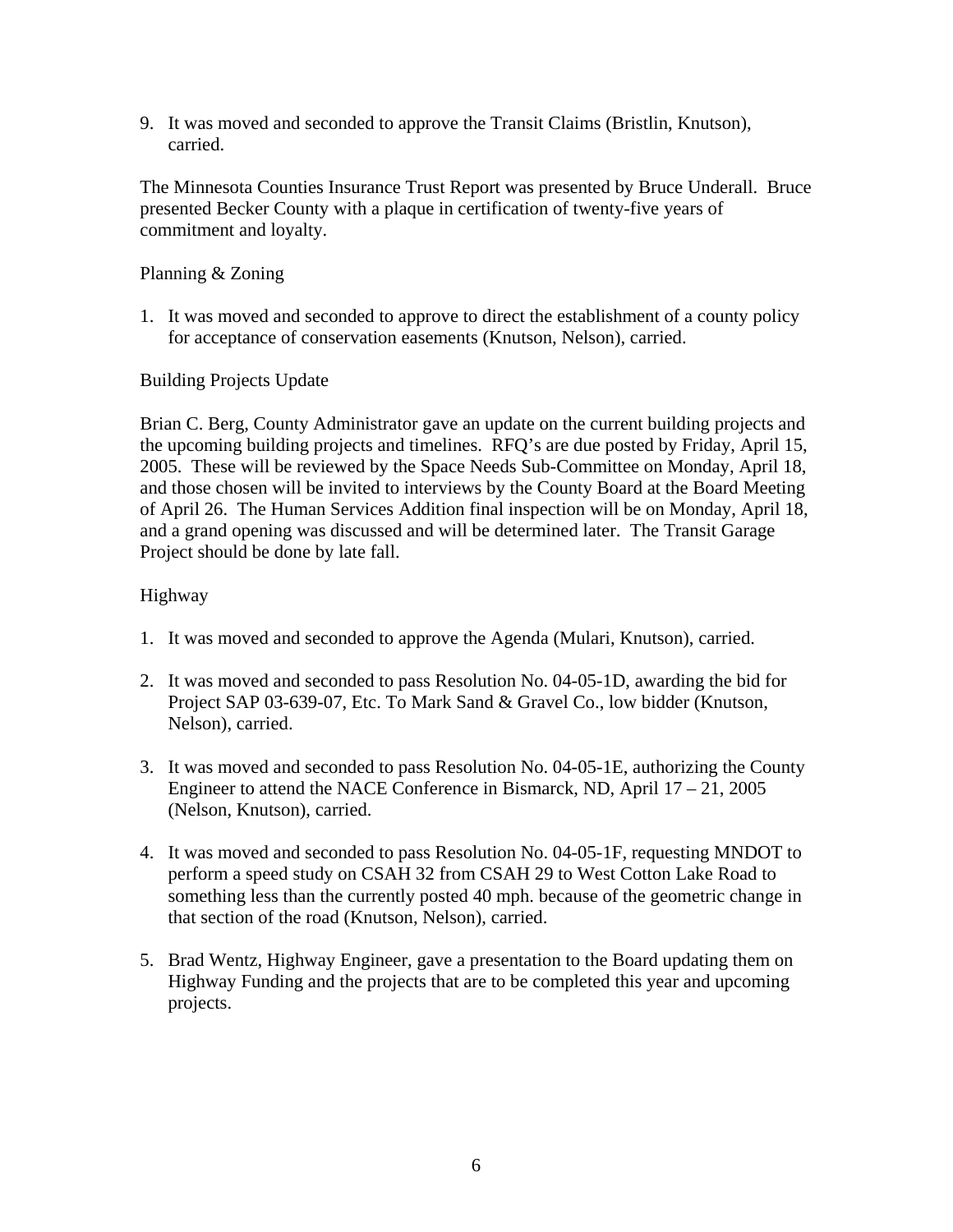9. It was moved and seconded to approve the Transit Claims (Bristlin, Knutson), carried.

The Minnesota Counties Insurance Trust Report was presented by Bruce Underall. Bruce presented Becker County with a plaque in certification of twenty-five years of commitment and loyalty.

Planning & Zoning

1. It was moved and seconded to approve to direct the establishment of a county policy for acceptance of conservation easements (Knutson, Nelson), carried.

Building Projects Update

Brian C. Berg, County Administrator gave an update on the current building projects and the upcoming building projects and timelines. RFQ's are due posted by Friday, April 15, 2005. These will be reviewed by the Space Needs Sub-Committee on Monday, April 18, and those chosen will be invited to interviews by the County Board at the Board Meeting of April 26. The Human Services Addition final inspection will be on Monday, April 18, and a grand opening was discussed and will be determined later. The Transit Garage Project should be done by late fall.

Highway

1. It was moved and seconded to approve the Agenda (Mulari, Knutson), carried.

2. It was moved and seconded to pass Resolution No. 04-05-1D, awarding the bid for Project SAP 03-639-07, Etc. To Mark Sand & Gravel Co., low bidder (Knutson, Nelson), carried.

3. It was moved and seconded to pass Resolution No. 04-05-1E, authorizing the County Engineer to attend the NACE Conference in Bismarck, ND, April 17 – 21, 2005 (Nelson, Knutson), carried.

4. It was moved and seconded to pass Resolution No. 04-05-1F, requesting MNDOT to perform a speed study on CSAH 32 from CSAH 29 to West Cotton Lake Road to something less than the currently posted 40 mph. because of the geometric change in that section of the road (Knutson, Nelson), carried.

5. Brad Wentz, Highway Engineer, gave a presentation to the Board updating them on Highway Funding and the projects that are to be completed this year and upcoming projects.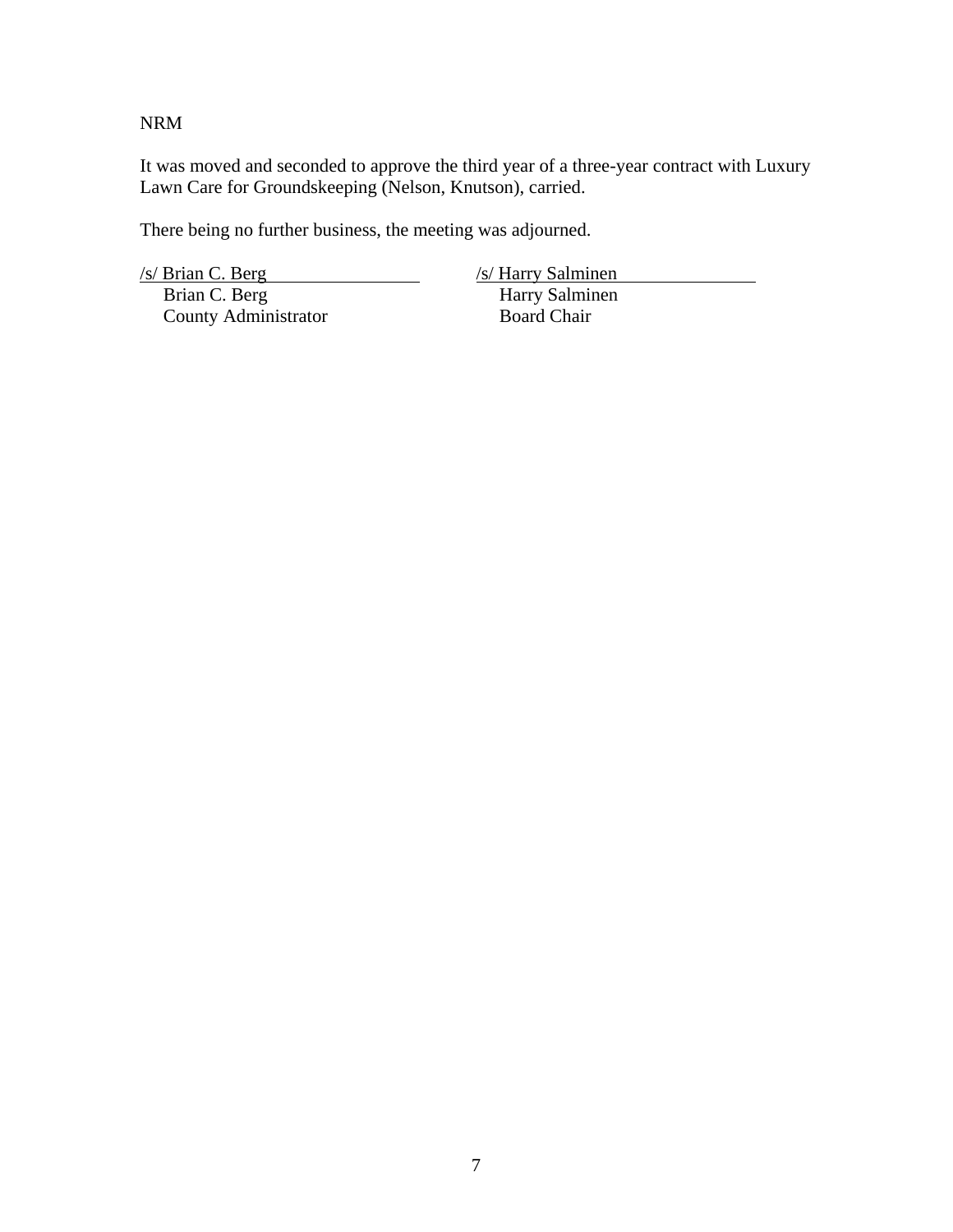NRM

It was moved and seconded to approve the third year of a three-year contract with Luxury Lawn Care for Groundskeeping (Nelson, Knutson), carried.

There being no further business, the meeting was adjourned.

| | |
|---|---|
| /s/ Brian C. Berg | /s/ Harry Salminen |
| Brian C. Berg | Harry Salminen |
| County Administrator | Board Chair |